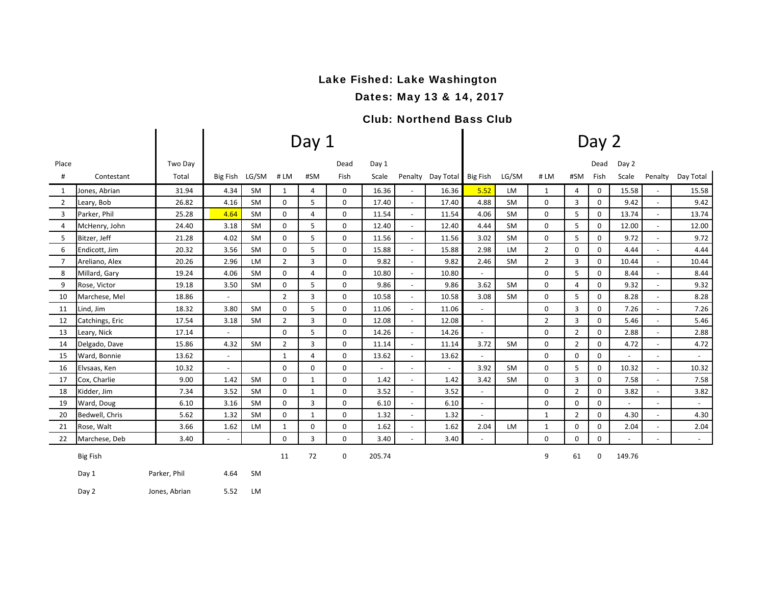**Lake Fished: Lake Washington**

**Dates: May 13 & 14, 2017**

**Club: Northend Bass Club**

| Place | | Two Day | Day 1 | | | | | | | | Day 2 | | | | | | | |
|---|---|---|---|---|---|---|---|---|---|---|---|---|---|---|---|---|---|---|
| # | Contestant | Total | Big Fish | LG/SM | # LM | #SM | Dead Fish | Day 1 Scale | Penalty | Day Total | Big Fish | LG/SM | # LM | #SM | Dead Fish | Day 2 Scale | Penalty | Day Total |
| 1 | Jones, Abrian | 31.94 | 4.34 | SM | 1 | 4 | 0 | 16.36 | - | 16.36 | 5.52 | LM | 1 | 4 | 0 | 15.58 | - | 15.58 |
| 2 | Leary, Bob | 26.82 | 4.16 | SM | 0 | 5 | 0 | 17.40 | - | 17.40 | 4.88 | SM | 0 | 3 | 0 | 9.42 | - | 9.42 |
| 3 | Parker, Phil | 25.28 | 4.64 | SM | 0 | 4 | 0 | 11.54 | - | 11.54 | 4.06 | SM | 0 | 5 | 0 | 13.74 | - | 13.74 |
| 4 | McHenry, John | 24.40 | 3.18 | SM | 0 | 5 | 0 | 12.40 | - | 12.40 | 4.44 | SM | 0 | 5 | 0 | 12.00 | - | 12.00 |
| 5 | Bitzer, Jeff | 21.28 | 4.02 | SM | 0 | 5 | 0 | 11.56 | - | 11.56 | 3.02 | SM | 0 | 5 | 0 | 9.72 | - | 9.72 |
| 6 | Endicott, Jim | 20.32 | 3.56 | SM | 0 | 5 | 0 | 15.88 | - | 15.88 | 2.98 | LM | 2 | 0 | 0 | 4.44 | - | 4.44 |
| 7 | Areliano, Alex | 20.26 | 2.96 | LM | 2 | 3 | 0 | 9.82 | - | 9.82 | 2.46 | SM | 2 | 3 | 0 | 10.44 | - | 10.44 |
| 8 | Millard, Gary | 19.24 | 4.06 | SM | 0 | 4 | 0 | 10.80 | - | 10.80 | - | | 0 | 5 | 0 | 8.44 | - | 8.44 |
| 9 | Rose, Victor | 19.18 | 3.50 | SM | 0 | 5 | 0 | 9.86 | - | 9.86 | 3.62 | SM | 0 | 4 | 0 | 9.32 | - | 9.32 |
| 10 | Marchese, Mel | 18.86 | - | | 2 | 3 | 0 | 10.58 | - | 10.58 | 3.08 | SM | 0 | 5 | 0 | 8.28 | - | 8.28 |
| 11 | Lind, Jim | 18.32 | 3.80 | SM | 0 | 5 | 0 | 11.06 | - | 11.06 | - | | 0 | 3 | 0 | 7.26 | - | 7.26 |
| 12 | Catchings, Eric | 17.54 | 3.18 | SM | 2 | 3 | 0 | 12.08 | - | 12.08 | - | | 2 | 3 | 0 | 5.46 | - | 5.46 |
| 13 | Leary, Nick | 17.14 | - | | 0 | 5 | 0 | 14.26 | - | 14.26 | - | | 0 | 2 | 0 | 2.88 | - | 2.88 |
| 14 | Delgado, Dave | 15.86 | 4.32 | SM | 2 | 3 | 0 | 11.14 | - | 11.14 | 3.72 | SM | 0 | 2 | 0 | 4.72 | - | 4.72 |
| 15 | Ward, Bonnie | 13.62 | - | | 1 | 4 | 0 | 13.62 | - | 13.62 | - | | 0 | 0 | 0 | - | - | - |
| 16 | Elvsaas, Ken | 10.32 | - | | 0 | 0 | 0 | - | - | - | 3.92 | SM | 0 | 5 | 0 | 10.32 | - | 10.32 |
| 17 | Cox, Charlie | 9.00 | 1.42 | SM | 0 | 1 | 0 | 1.42 | - | 1.42 | 3.42 | SM | 0 | 3 | 0 | 7.58 | - | 7.58 |
| 18 | Kidder, Jim | 7.34 | 3.52 | SM | 0 | 1 | 0 | 3.52 | - | 3.52 | - | | 0 | 2 | 0 | 3.82 | - | 3.82 |
| 19 | Ward, Doug | 6.10 | 3.16 | SM | 0 | 3 | 0 | 6.10 | - | 6.10 | - | | 0 | 0 | 0 | - | - | - |
| 20 | Bedwell, Chris | 5.62 | 1.32 | SM | 0 | 1 | 0 | 1.32 | - | 1.32 | - | | 1 | 2 | 0 | 4.30 | - | 4.30 |
| 21 | Rose, Walt | 3.66 | 1.62 | LM | 1 | 0 | 0 | 1.62 | - | 1.62 | 2.04 | LM | 1 | 0 | 0 | 2.04 | - | 2.04 |
| 22 | Marchese, Deb | 3.40 | - | | 0 | 3 | 0 | 3.40 | - | 3.40 | - | | 0 | 0 | 0 | - | - | - |
| | | | | | 11 | 72 | 0 | 205.74 | | | | | 9 | 61 | 0 | 149.76 | | |

| Big Fish | | | |
|---|---|---|---|
| Day 1 | Parker, Phil | 4.64 | SM |
| Day 2 | Jones, Abrian | 5.52 | LM |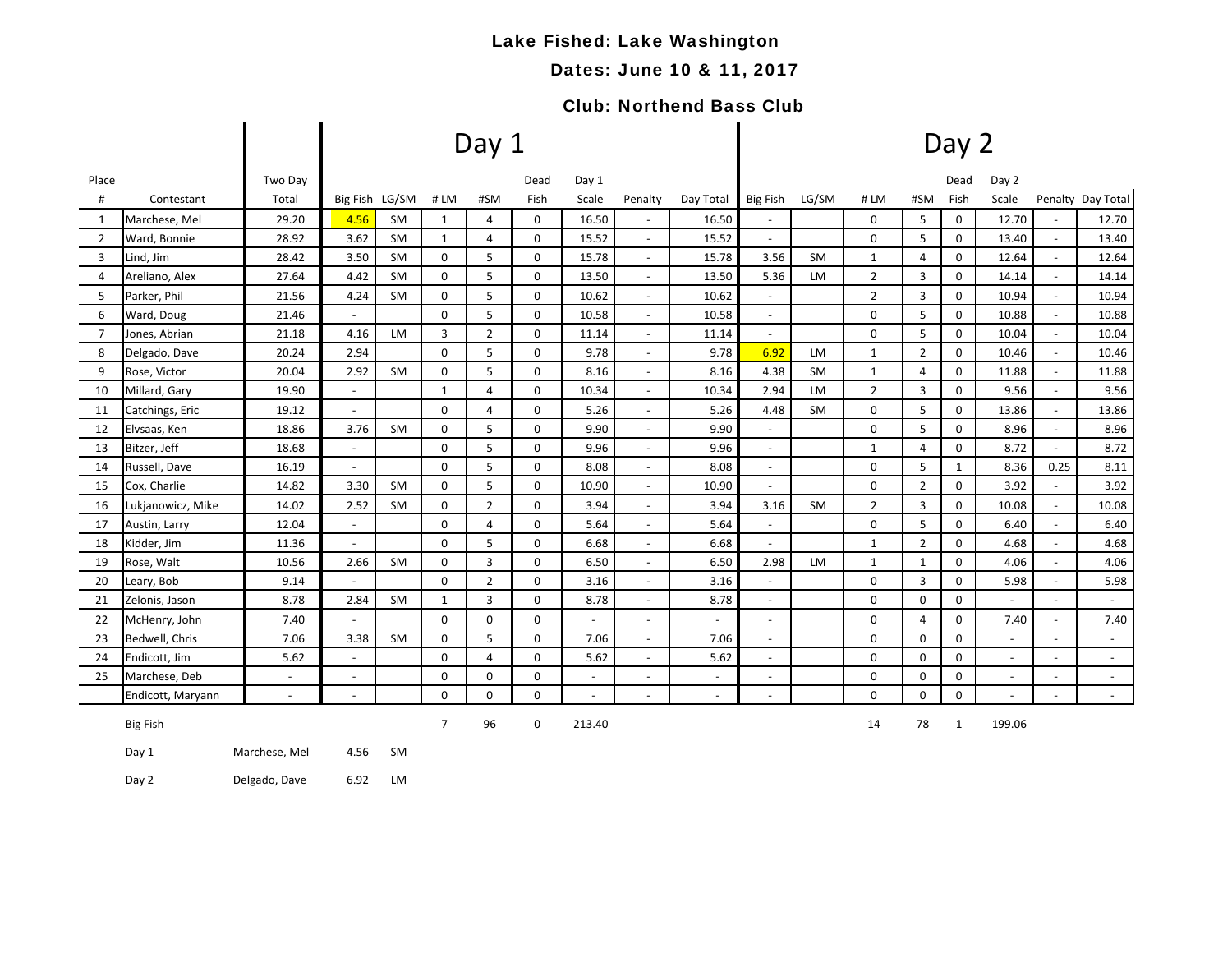**Lake Fished: Lake Washington**

**Dates: June 10 & 11, 2017**

**Club: Northend Bass Club**

| | | | Day 1 | | | | | | | | Day 2 | | | | | | | |
|---|---|---|---|---|---|---|---|---|---|---|---|---|---|---|---|---|---|---|
| Place # | Contestant | Two Day Total | Big Fish | LG/SM | # LM | #SM | Dead Fish | Day 1 Scale | Penalty | Day Total | Big Fish | LG/SM | # LM | #SM | Dead Fish | Day 2 Scale | Penalty | Day Total |
| 1 | Marchese, Mel | 29.20 | 4.56 | SM | 1 | 4 | 0 | 16.50 | - | 16.50 | - | | 0 | 5 | 0 | 12.70 | - | 12.70 |
| 2 | Ward, Bonnie | 28.92 | 3.62 | SM | 1 | 4 | 0 | 15.52 | - | 15.52 | - | | 0 | 5 | 0 | 13.40 | - | 13.40 |
| 3 | Lind, Jim | 28.42 | 3.50 | SM | 0 | 5 | 0 | 15.78 | - | 15.78 | 3.56 | SM | 1 | 4 | 0 | 12.64 | - | 12.64 |
| 4 | Areliano, Alex | 27.64 | 4.42 | SM | 0 | 5 | 0 | 13.50 | - | 13.50 | 5.36 | LM | 2 | 3 | 0 | 14.14 | - | 14.14 |
| 5 | Parker, Phil | 21.56 | 4.24 | SM | 0 | 5 | 0 | 10.62 | - | 10.62 | - | | 2 | 3 | 0 | 10.94 | - | 10.94 |
| 6 | Ward, Doug | 21.46 | - | | 0 | 5 | 0 | 10.58 | - | 10.58 | - | | 0 | 5 | 0 | 10.88 | - | 10.88 |
| 7 | Jones, Abrian | 21.18 | 4.16 | LM | 3 | 2 | 0 | 11.14 | - | 11.14 | - | | 0 | 5 | 0 | 10.04 | - | 10.04 |
| 8 | Delgado, Dave | 20.24 | 2.94 | | 0 | 5 | 0 | 9.78 | - | 9.78 | 6.92 | LM | 1 | 2 | 0 | 10.46 | - | 10.46 |
| 9 | Rose, Victor | 20.04 | 2.92 | SM | 0 | 5 | 0 | 8.16 | - | 8.16 | 4.38 | SM | 1 | 4 | 0 | 11.88 | - | 11.88 |
| 10 | Millard, Gary | 19.90 | - | | 1 | 4 | 0 | 10.34 | - | 10.34 | 2.94 | LM | 2 | 3 | 0 | 9.56 | - | 9.56 |
| 11 | Catchings, Eric | 19.12 | - | | 0 | 4 | 0 | 5.26 | - | 5.26 | 4.48 | SM | 0 | 5 | 0 | 13.86 | - | 13.86 |
| 12 | Elvsaas, Ken | 18.86 | 3.76 | SM | 0 | 5 | 0 | 9.90 | - | 9.90 | - | | 0 | 5 | 0 | 8.96 | - | 8.96 |
| 13 | Bitzer, Jeff | 18.68 | - | | 0 | 5 | 0 | 9.96 | - | 9.96 | - | | 1 | 4 | 0 | 8.72 | - | 8.72 |
| 14 | Russell, Dave | 16.19 | - | | 0 | 5 | 0 | 8.08 | - | 8.08 | - | | 0 | 5 | 1 | 8.36 | 0.25 | 8.11 |
| 15 | Cox, Charlie | 14.82 | 3.30 | SM | 0 | 5 | 0 | 10.90 | - | 10.90 | - | | 0 | 2 | 0 | 3.92 | - | 3.92 |
| 16 | Lukjanowicz, Mike | 14.02 | 2.52 | SM | 0 | 2 | 0 | 3.94 | - | 3.94 | 3.16 | SM | 2 | 3 | 0 | 10.08 | - | 10.08 |
| 17 | Austin, Larry | 12.04 | - | | 0 | 4 | 0 | 5.64 | - | 5.64 | - | | 0 | 5 | 0 | 6.40 | - | 6.40 |
| 18 | Kidder, Jim | 11.36 | - | | 0 | 5 | 0 | 6.68 | - | 6.68 | - | | 1 | 2 | 0 | 4.68 | - | 4.68 |
| 19 | Rose, Walt | 10.56 | 2.66 | SM | 0 | 3 | 0 | 6.50 | - | 6.50 | 2.98 | LM | 1 | 1 | 0 | 4.06 | - | 4.06 |
| 20 | Leary, Bob | 9.14 | - | | 0 | 2 | 0 | 3.16 | - | 3.16 | - | | 0 | 3 | 0 | 5.98 | - | 5.98 |
| 21 | Zelonis, Jason | 8.78 | 2.84 | SM | 1 | 3 | 0 | 8.78 | - | 8.78 | - | | 0 | 0 | 0 | - | - | - |
| 22 | McHenry, John | 7.40 | - | | 0 | 0 | 0 | - | - | - | - | | 0 | 4 | 0 | 7.40 | - | 7.40 |
| 23 | Bedwell, Chris | 7.06 | 3.38 | SM | 0 | 5 | 0 | 7.06 | - | 7.06 | - | | 0 | 0 | 0 | - | - | - |
| 24 | Endicott, Jim | 5.62 | - | | 0 | 4 | 0 | 5.62 | - | 5.62 | - | | 0 | 0 | 0 | - | - | - |
| 25 | Marchese, Deb | - | - | | 0 | 0 | 0 | - | - | - | - | | 0 | 0 | 0 | - | - | - |
| | Endicott, Maryann | - | - | | 0 | 0 | 0 | - | - | - | - | | 0 | 0 | 0 | - | - | - |
| | Big Fish | | | | 7 | 96 | 0 | 213.40 | | | | | 14 | 78 | 1 | 199.06 | | |

| Big Fish | | | |
|---|---|---|---|
| Day 1 | Marchese, Mel | 4.56 | SM |
| Day 2 | Delgado, Dave | 6.92 | LM |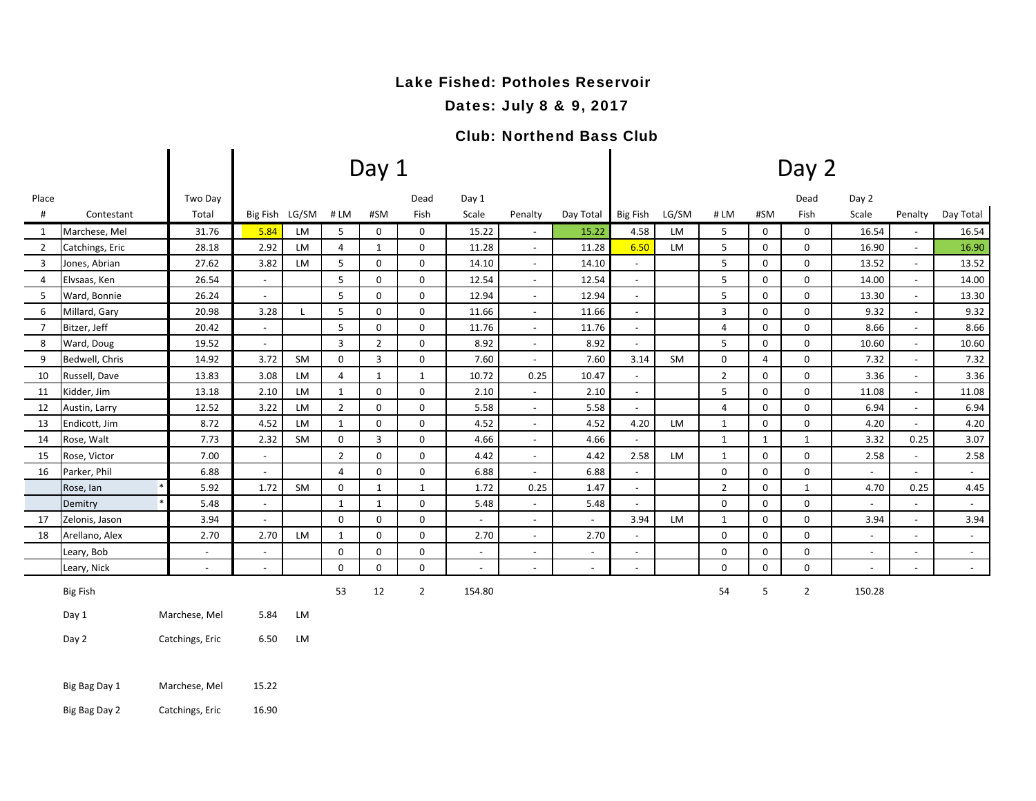**Lake Fished: Potholes Reservoir**

**Dates: July 8 & 9, 2017**

**Club: Northend Bass Club**

| Place # | Contestant | | Two Day Total | Day 1 Big Fish | Day 1 LG/SM | Day 1 # LM | Day 1 #SM | Day 1 Dead Fish | Day 1 Scale | Day 1 Penalty | Day 1 Day Total | Day 2 Big Fish | Day 2 LG/SM | Day 2 # LM | Day 2 #SM | Day 2 Dead Fish | Day 2 Scale | Day 2 Penalty | Day 2 Day Total |
|---|---|---|---|---|---|---|---|---|---|---|---|---|---|---|---|---|---|---|---|
| 1 | Marchese, Mel | | 31.76 | 5.84 | LM | 5 | 0 | 0 | 15.22 | - | 15.22 | 4.58 | LM | 5 | 0 | 0 | 16.54 | - | 16.54 |
| 2 | Catchings, Eric | | 28.18 | 2.92 | LM | 4 | 1 | 0 | 11.28 | - | 11.28 | 6.50 | LM | 5 | 0 | 0 | 16.90 | - | 16.90 |
| 3 | Jones, Abrian | | 27.62 | 3.82 | LM | 5 | 0 | 0 | 14.10 | - | 14.10 | - | | 5 | 0 | 0 | 13.52 | - | 13.52 |
| 4 | Elvsaas, Ken | | 26.54 | - | | 5 | 0 | 0 | 12.54 | - | 12.54 | - | | 5 | 0 | 0 | 14.00 | - | 14.00 |
| 5 | Ward, Bonnie | | 26.24 | - | | 5 | 0 | 0 | 12.94 | - | 12.94 | - | | 5 | 0 | 0 | 13.30 | - | 13.30 |
| 6 | Millard, Gary | | 20.98 | 3.28 | L | 5 | 0 | 0 | 11.66 | - | 11.66 | - | | 3 | 0 | 0 | 9.32 | - | 9.32 |
| 7 | Bitzer, Jeff | | 20.42 | - | | 5 | 0 | 0 | 11.76 | - | 11.76 | - | | 4 | 0 | 0 | 8.66 | - | 8.66 |
| 8 | Ward, Doug | | 19.52 | - | | 3 | 2 | 0 | 8.92 | - | 8.92 | - | | 5 | 0 | 0 | 10.60 | - | 10.60 |
| 9 | Bedwell, Chris | | 14.92 | 3.72 | SM | 0 | 3 | 0 | 7.60 | - | 7.60 | 3.14 | SM | 0 | 4 | 0 | 7.32 | - | 7.32 |
| 10 | Russell, Dave | | 13.83 | 3.08 | LM | 4 | 1 | 1 | 10.72 | 0.25 | 10.47 | - | | 2 | 0 | 0 | 3.36 | - | 3.36 |
| 11 | Kidder, Jim | | 13.18 | 2.10 | LM | 1 | 0 | 0 | 2.10 | - | 2.10 | - | | 5 | 0 | 0 | 11.08 | - | 11.08 |
| 12 | Austin, Larry | | 12.52 | 3.22 | LM | 2 | 0 | 0 | 5.58 | - | 5.58 | - | | 4 | 0 | 0 | 6.94 | - | 6.94 |
| 13 | Endicott, Jim | | 8.72 | 4.52 | LM | 1 | 0 | 0 | 4.52 | - | 4.52 | 4.20 | LM | 1 | 0 | 0 | 4.20 | - | 4.20 |
| 14 | Rose, Walt | | 7.73 | 2.32 | SM | 0 | 3 | 0 | 4.66 | - | 4.66 | - | | 1 | 1 | 1 | 3.32 | 0.25 | 3.07 |
| 15 | Rose, Victor | | 7.00 | - | | 2 | 0 | 0 | 4.42 | - | 4.42 | 2.58 | LM | 1 | 0 | 0 | 2.58 | - | 2.58 |
| 16 | Parker, Phil | | 6.88 | - | | 4 | 0 | 0 | 6.88 | - | 6.88 | - | | 0 | 0 | 0 | - | - | - |
| | Rose, Ian | * | 5.92 | 1.72 | SM | 0 | 1 | 1 | 1.72 | 0.25 | 1.47 | - | | 2 | 0 | 1 | 4.70 | 0.25 | 4.45 |
| | Demitry | * | 5.48 | - | | 1 | 1 | 0 | 5.48 | - | 5.48 | - | | 0 | 0 | 0 | - | - | - |
| 17 | Zelonis, Jason | | 3.94 | - | | 0 | 0 | 0 | - | - | - | 3.94 | LM | 1 | 0 | 0 | 3.94 | - | 3.94 |
| 18 | Arellano, Alex | | 2.70 | 2.70 | LM | 1 | 0 | 0 | 2.70 | - | 2.70 | - | | 0 | 0 | 0 | - | - | - |
| | Leary, Bob | | - | - | | 0 | 0 | 0 | - | - | - | - | | 0 | 0 | 0 | - | - | - |
| | Leary, Nick | | - | - | | 0 | 0 | 0 | - | - | - | - | | 0 | 0 | 0 | - | - | - |
| | Big Fish | | | | | 53 | 12 | 2 | 154.80 | | | | | 54 | 5 | 2 | 150.28 | | |

| | | | |
|---|---|---|---|
| Day 1 | Marchese, Mel | 5.84 | LM |
| Day 2 | Catchings, Eric | 6.50 | LM |

| | | |
|---|---|---|
| Big Bag Day 1 | Marchese, Mel | 15.22 |
| Big Bag Day 2 | Catchings, Eric | 16.90 |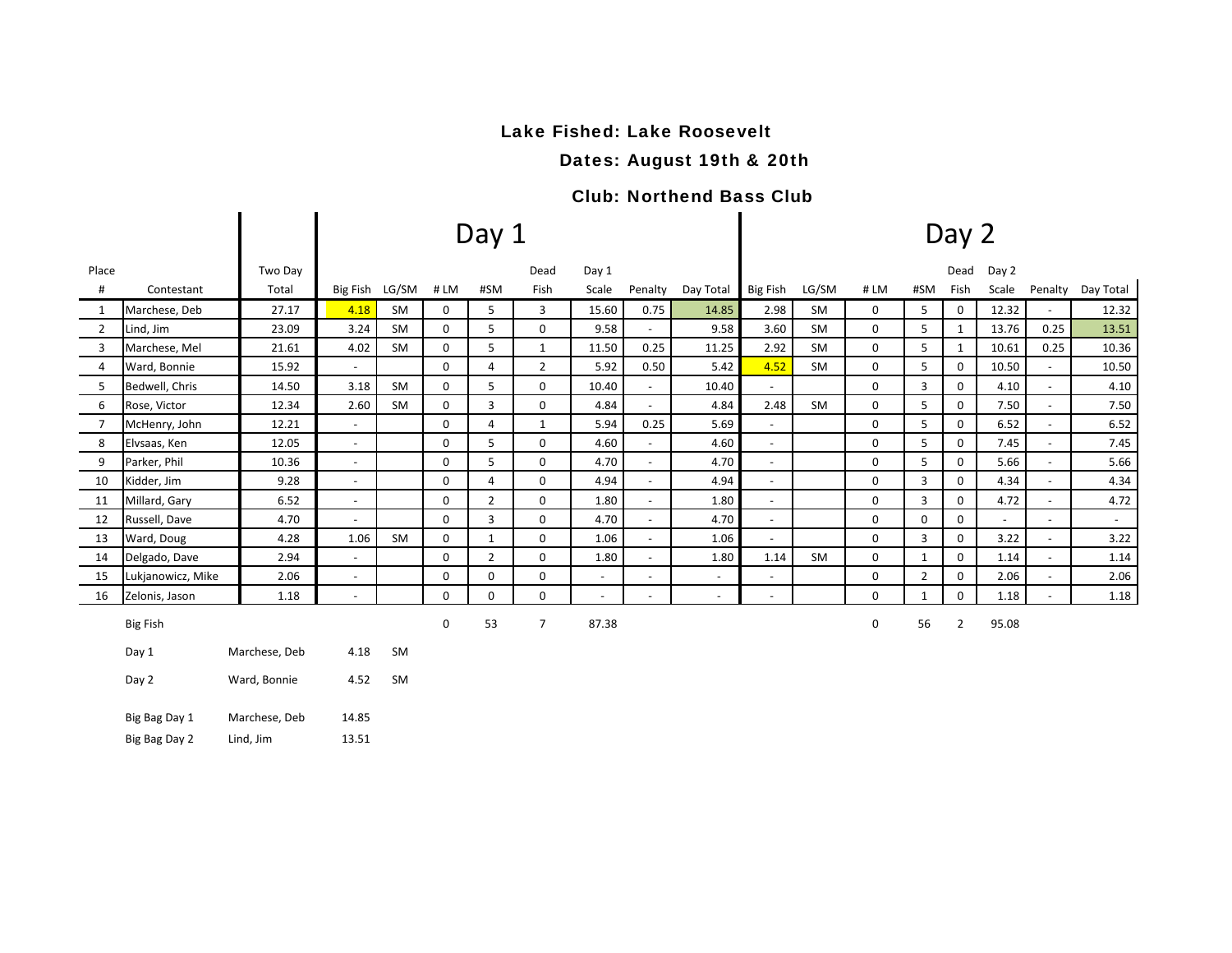**Lake Fished: Lake Roosevelt**

**Dates: August 19th & 20th**

**Club: Northend Bass Club**

| Place # | Contestant | Two Day Total | Day 1 Big Fish | Day 1 LG/SM | Day 1 # LM | Day 1 #SM | Day 1 Dead Fish | Day 1 Scale | Day 1 Penalty | Day 1 Day Total | Day 2 Big Fish | Day 2 LG/SM | Day 2 # LM | Day 2 #SM | Day 2 Dead Fish | Day 2 Scale | Day 2 Penalty | Day 2 Day Total |
|---|---|---|---|---|---|---|---|---|---|---|---|---|---|---|---|---|---|---|
| 1 | Marchese, Deb | 27.17 | 4.18 | SM | 0 | 5 | 3 | 15.60 | 0.75 | 14.85 | 2.98 | SM | 0 | 5 | 0 | 12.32 | - | 12.32 |
| 2 | Lind, Jim | 23.09 | 3.24 | SM | 0 | 5 | 0 | 9.58 | - | 9.58 | 3.60 | SM | 0 | 5 | 1 | 13.76 | 0.25 | 13.51 |
| 3 | Marchese, Mel | 21.61 | 4.02 | SM | 0 | 5 | 1 | 11.50 | 0.25 | 11.25 | 2.92 | SM | 0 | 5 | 1 | 10.61 | 0.25 | 10.36 |
| 4 | Ward, Bonnie | 15.92 | - | | 0 | 4 | 2 | 5.92 | 0.50 | 5.42 | 4.52 | SM | 0 | 5 | 0 | 10.50 | - | 10.50 |
| 5 | Bedwell, Chris | 14.50 | 3.18 | SM | 0 | 5 | 0 | 10.40 | - | 10.40 | - | | 0 | 3 | 0 | 4.10 | - | 4.10 |
| 6 | Rose, Victor | 12.34 | 2.60 | SM | 0 | 3 | 0 | 4.84 | - | 4.84 | 2.48 | SM | 0 | 5 | 0 | 7.50 | - | 7.50 |
| 7 | McHenry, John | 12.21 | - | | 0 | 4 | 1 | 5.94 | 0.25 | 5.69 | - | | 0 | 5 | 0 | 6.52 | - | 6.52 |
| 8 | Elvsaas, Ken | 12.05 | - | | 0 | 5 | 0 | 4.60 | - | 4.60 | - | | 0 | 5 | 0 | 7.45 | - | 7.45 |
| 9 | Parker, Phil | 10.36 | - | | 0 | 5 | 0 | 4.70 | - | 4.70 | - | | 0 | 5 | 0 | 5.66 | - | 5.66 |
| 10 | Kidder, Jim | 9.28 | - | | 0 | 4 | 0 | 4.94 | - | 4.94 | - | | 0 | 3 | 0 | 4.34 | - | 4.34 |
| 11 | Millard, Gary | 6.52 | - | | 0 | 2 | 0 | 1.80 | - | 1.80 | - | | 0 | 3 | 0 | 4.72 | - | 4.72 |
| 12 | Russell, Dave | 4.70 | - | | 0 | 3 | 0 | 4.70 | - | 4.70 | - | | 0 | 0 | 0 | - | - | - |
| 13 | Ward, Doug | 4.28 | 1.06 | SM | 0 | 1 | 0 | 1.06 | - | 1.06 | - | | 0 | 3 | 0 | 3.22 | - | 3.22 |
| 14 | Delgado, Dave | 2.94 | - | | 0 | 2 | 0 | 1.80 | - | 1.80 | 1.14 | SM | 0 | 1 | 0 | 1.14 | - | 1.14 |
| 15 | Lukjanowicz, Mike | 2.06 | - | | 0 | 0 | 0 | - | - | - | - | | 0 | 2 | 0 | 2.06 | - | 2.06 |
| 16 | Zelonis, Jason | 1.18 | - | | 0 | 0 | 0 | - | - | - | - | | 0 | 1 | 0 | 1.18 | - | 1.18 |
| | | | | | 0 | 53 | 7 | 87.38 | | | | | 0 | 56 | 2 | 95.08 | | |

| Big Fish | | | |
|---|---|---|---|
| Day 1 | Marchese, Deb | 4.18 | SM |
| Day 2 | Ward, Bonnie | 4.52 | SM |

| | | |
|---|---|---|
| Big Bag Day 1 | Marchese, Deb | 14.85 |
| Big Bag Day 2 | Lind, Jim | 13.51 |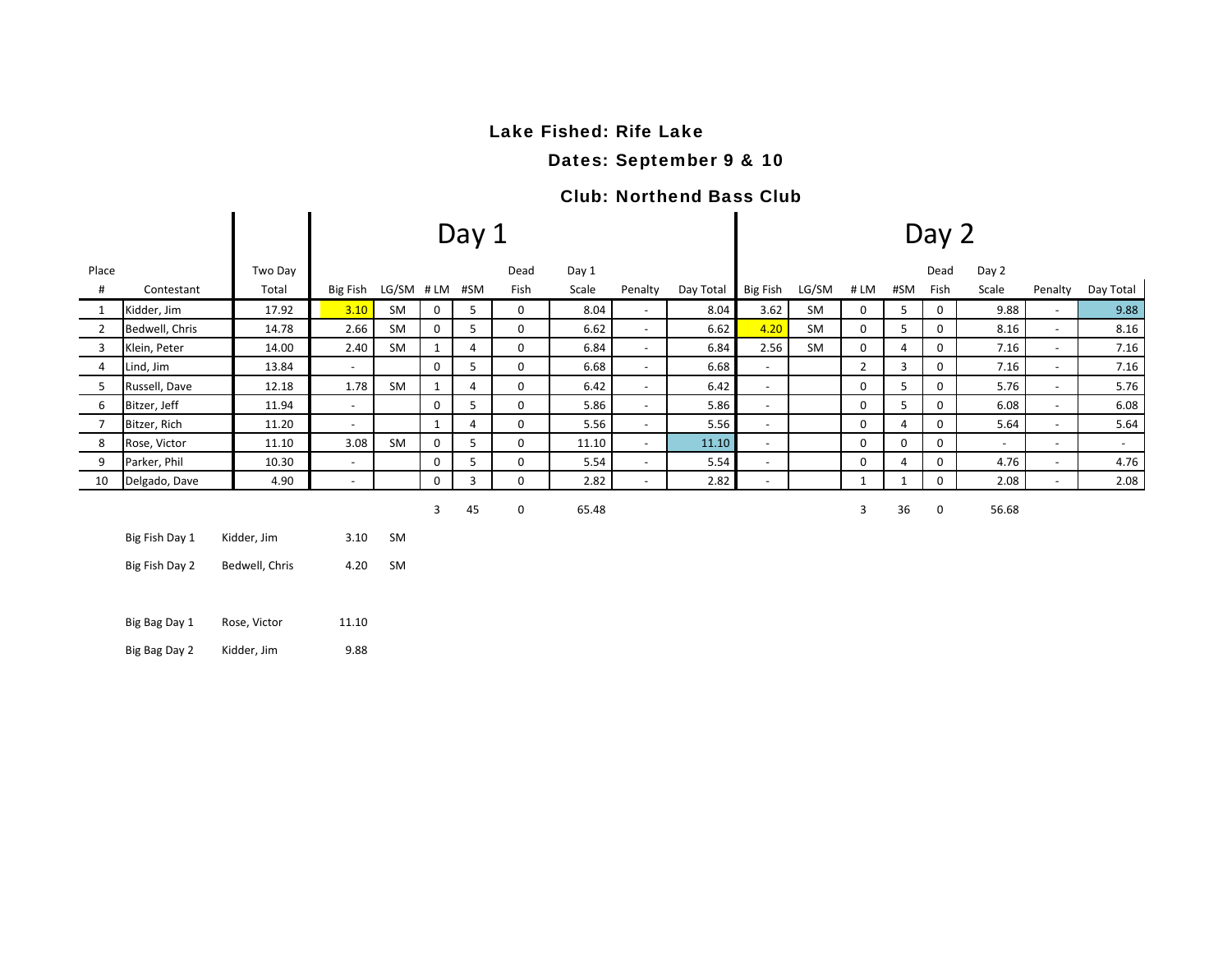**Lake Fished: Rife Lake**

**Dates: September 9 & 10**

**Club: Northend Bass Club**

| | | | Day 1 | | | | | | | | Day 2 | | | | | | | |
|---|---|---|---|---|---|---|---|---|---|---|---|---|---|---|---|---|---|---|
| Place # | Contestant | Two Day Total | Big Fish | LG/SM | # LM | #SM | Dead Fish | Day 1 Scale | Penalty | Day Total | Big Fish | LG/SM | # LM | #SM | Dead Fish | Day 2 Scale | Penalty | Day Total |
| 1 | Kidder, Jim | 17.92 | 3.10 | SM | 0 | 5 | 0 | 8.04 | - | 8.04 | 3.62 | SM | 0 | 5 | 0 | 9.88 | - | 9.88 |
| 2 | Bedwell, Chris | 14.78 | 2.66 | SM | 0 | 5 | 0 | 6.62 | - | 6.62 | 4.20 | SM | 0 | 5 | 0 | 8.16 | - | 8.16 |
| 3 | Klein, Peter | 14.00 | 2.40 | SM | 1 | 4 | 0 | 6.84 | - | 6.84 | 2.56 | SM | 0 | 4 | 0 | 7.16 | - | 7.16 |
| 4 | Lind, Jim | 13.84 | - | | 0 | 5 | 0 | 6.68 | - | 6.68 | - | | 2 | 3 | 0 | 7.16 | - | 7.16 |
| 5 | Russell, Dave | 12.18 | 1.78 | SM | 1 | 4 | 0 | 6.42 | - | 6.42 | - | | 0 | 5 | 0 | 5.76 | - | 5.76 |
| 6 | Bitzer, Jeff | 11.94 | - | | 0 | 5 | 0 | 5.86 | - | 5.86 | - | | 0 | 5 | 0 | 6.08 | - | 6.08 |
| 7 | Bitzer, Rich | 11.20 | - | | 1 | 4 | 0 | 5.56 | - | 5.56 | - | | 0 | 4 | 0 | 5.64 | - | 5.64 |
| 8 | Rose, Victor | 11.10 | 3.08 | SM | 0 | 5 | 0 | 11.10 | - | 11.10 | - | | 0 | 0 | 0 | - | - | - |
| 9 | Parker, Phil | 10.30 | - | | 0 | 5 | 0 | 5.54 | - | 5.54 | - | | 0 | 4 | 0 | 4.76 | - | 4.76 |
| 10 | Delgado, Dave | 4.90 | - | | 0 | 3 | 0 | 2.82 | - | 2.82 | - | | 1 | 1 | 0 | 2.08 | - | 2.08 |
| | | | | | 3 | 45 | 0 | 65.48 | | | | | 3 | 36 | 0 | 56.68 | | |

| | | | |
|---|---|---|---|
| Big Fish Day 1 | Kidder, Jim | 3.10 | SM |
| Big Fish Day 2 | Bedwell, Chris | 4.20 | SM |
| Big Bag Day 1 | Rose, Victor | 11.10 | |
| Big Bag Day 2 | Kidder, Jim | 9.88 | |